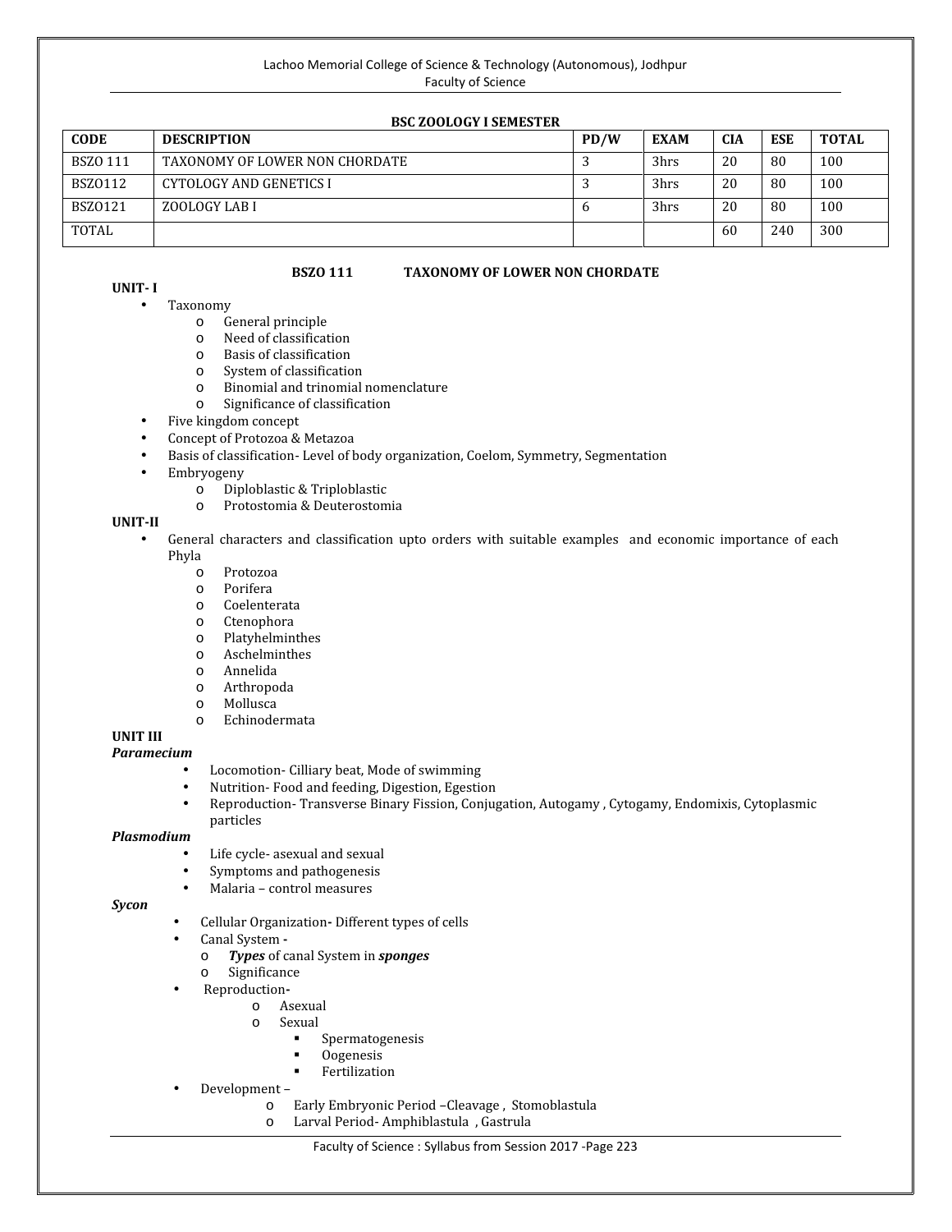Lachoo Memorial College of Science & Technology (Autonomous), Jodhpur
Faculty of Science

**BSC ZOOLOGY I SEMESTER**

| CODE | DESCRIPTION | PD/W | EXAM | CIA | ESE | TOTAL |
|---|---|---|---|---|---|---|
| BSZO 111 | TAXONOMY OF LOWER NON CHORDATE | 3 | 3hrs | 20 | 80 | 100 |
| BSZO112 | CYTOLOGY AND GENETICS I | 3 | 3hrs | 20 | 80 | 100 |
| BSZO121 | ZOOLOGY LAB I | 6 | 3hrs | 20 | 80 | 100 |
| TOTAL | | | | 60 | 240 | 300 |

## BSZO 111 TAXONOMY OF LOWER NON CHORDATE

**UNIT- I**

- Taxonomy
  - General principle
  - Need of classification
  - Basis of classification
  - System of classification
  - Binomial and trinomial nomenclature
  - Significance of classification
- Five kingdom concept
- Concept of Protozoa & Metazoa
- Basis of classification- Level of body organization, Coelom, Symmetry, Segmentation
- Embryogeny
  - Diploblastic & Triploblastic
  - Protostomia & Deuterostomia

**UNIT-II**

- General characters and classification upto orders with suitable examples and economic importance of each Phyla
  - Protozoa
  - Porifera
  - Coelenterata
  - Ctenophora
  - Platyhelminthes
  - Aschelminthes
  - Annelida
  - Arthropoda
  - Mollusca
  - Echinodermata

**UNIT III**

***Paramecium***

- Locomotion- Cilliary beat, Mode of swimming
- Nutrition- Food and feeding, Digestion, Egestion
- Reproduction- Transverse Binary Fission, Conjugation, Autogamy , Cytogamy, Endomixis, Cytoplasmic particles

***Plasmodium***

- Life cycle- asexual and sexual
- Symptoms and pathogenesis
- Malaria – control measures

***Sycon***

- Cellular Organization**-** Different types of cells
- Canal System **-**
  - ***Types*** of canal System in ***sponges***
  - Significance
- Reproduction**-**
  - Asexual
  - Sexual
    - Spermatogenesis
    - Oogenesis
    - Fertilization
- Development –
  - Early Embryonic Period –Cleavage , Stomoblastula
  - Larval Period- Amphiblastula , Gastrula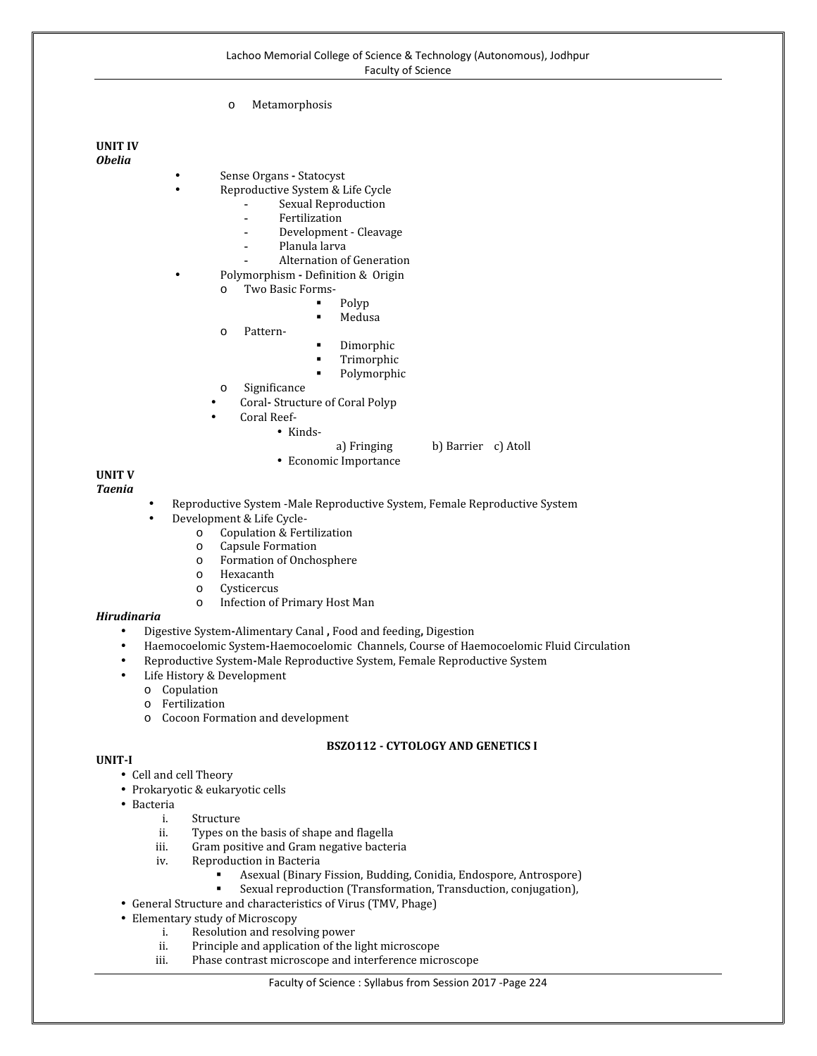- Metamorphosis

**UNIT IV**

***Obelia***

- Sense Organs - Statocyst
- Reproductive System & Life Cycle
  - Sexual Reproduction
  - Fertilization
  - Development - Cleavage
  - Planula larva
  - Alternation of Generation
- Polymorphism - Definition & Origin
  - Two Basic Forms-
    - Polyp
    - Medusa
  - Pattern-
    - Dimorphic
    - Trimorphic
    - Polymorphic
  - Significance
- Coral- Structure of Coral Polyp
- Coral Reef-
  - Kinds-
    - a) Fringing b) Barrier c) Atoll
  - Economic Importance

**UNIT V**

***Taenia***

- Reproductive System -Male Reproductive System, Female Reproductive System
- Development & Life Cycle-
  - Copulation & Fertilization
  - Capsule Formation
  - Formation of Onchosphere
  - Hexacanth
  - Cysticercus
  - Infection of Primary Host Man

***Hirudinaria***

- Digestive System-Alimentary Canal , Food and feeding, Digestion
- Haemocoelomic System-Haemocoelomic Channels, Course of Haemocoelomic Fluid Circulation
- Reproductive System-Male Reproductive System, Female Reproductive System
- Life History & Development
  - Copulation
  - Fertilization
  - Cocoon Formation and development

## BSZO112 - CYTOLOGY AND GENETICS I

**UNIT-I**

- Cell and cell Theory
- Prokaryotic & eukaryotic cells
- Bacteria
  1. Structure
  2. Types on the basis of shape and flagella
  3. Gram positive and Gram negative bacteria
  4. Reproduction in Bacteria
     - Asexual (Binary Fission, Budding, Conidia, Endospore, Antrospore)
     - Sexual reproduction (Transformation, Transduction, conjugation),
- General Structure and characteristics of Virus (TMV, Phage)
- Elementary study of Microscopy
  1. Resolution and resolving power
  2. Principle and application of the light microscope
  3. Phase contrast microscope and interference microscope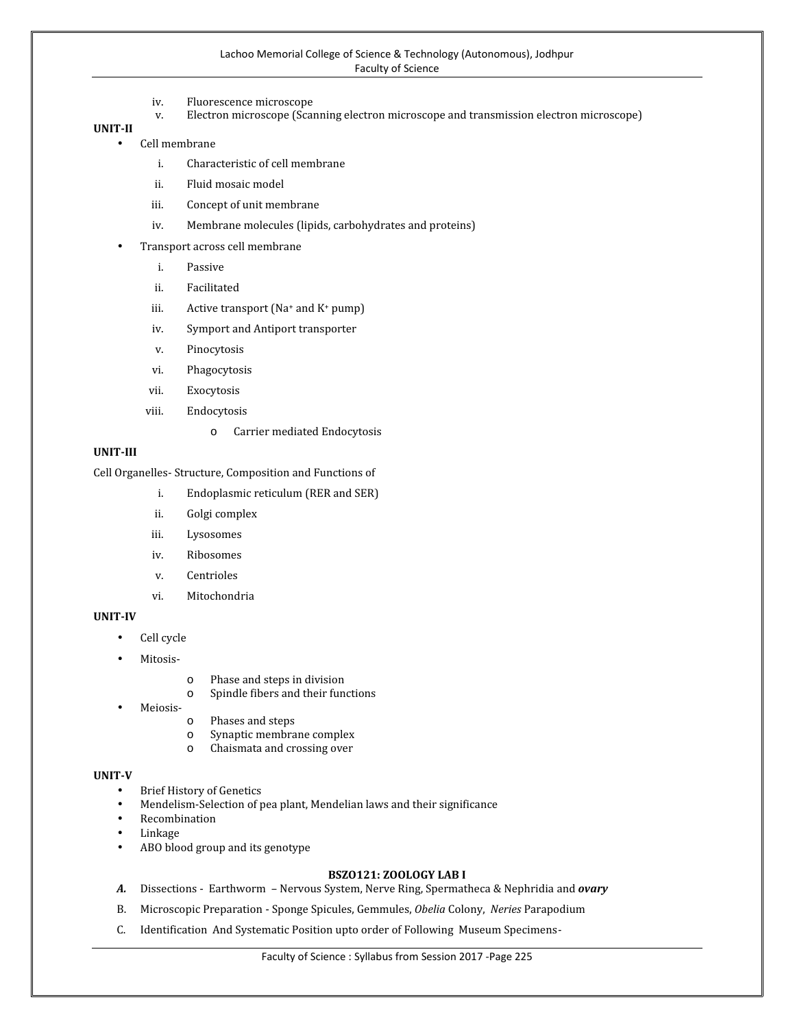iv. Fluorescence microscope
v. Electron microscope (Scanning electron microscope and transmission electron microscope)

**UNIT-II**

- Cell membrane
    i. Characteristic of cell membrane
    ii. Fluid mosaic model
    iii. Concept of unit membrane
    iv. Membrane molecules (lipids, carbohydrates and proteins)
- Transport across cell membrane
    i. Passive
    ii. Facilitated
    iii. Active transport ($Na^+$ and $K^+$ pump)
    iv. Symport and Antiport transporter
    v. Pinocytosis
    vi. Phagocytosis
    vii. Exocytosis
    viii. Endocytosis
        - Carrier mediated Endocytosis

**UNIT-III**

Cell Organelles- Structure, Composition and Functions of

i. Endoplasmic reticulum (RER and SER)
ii. Golgi complex
iii. Lysosomes
iv. Ribosomes
v. Centrioles
vi. Mitochondria

**UNIT-IV**

- Cell cycle
- Mitosis-
    - Phase and steps in division
    - Spindle fibers and their functions
- Meiosis-
    - Phases and steps
    - Synaptic membrane complex
    - Chaismata and crossing over

**UNIT-V**

- Brief History of Genetics
- Mendelism-Selection of pea plant, Mendelian laws and their significance
- Recombination
- Linkage
- ABO blood group and its genotype

**BSZO121: ZOOLOGY LAB I**

***A.*** Dissections - Earthworm – Nervous System, Nerve Ring, Spermatheca & Nephridia and ***ovary***

B. Microscopic Preparation - Sponge Spicules, Gemmules, *Obelia* Colony, *Neries* Parapodium

C. Identification And Systematic Position upto order of Following Museum Specimens-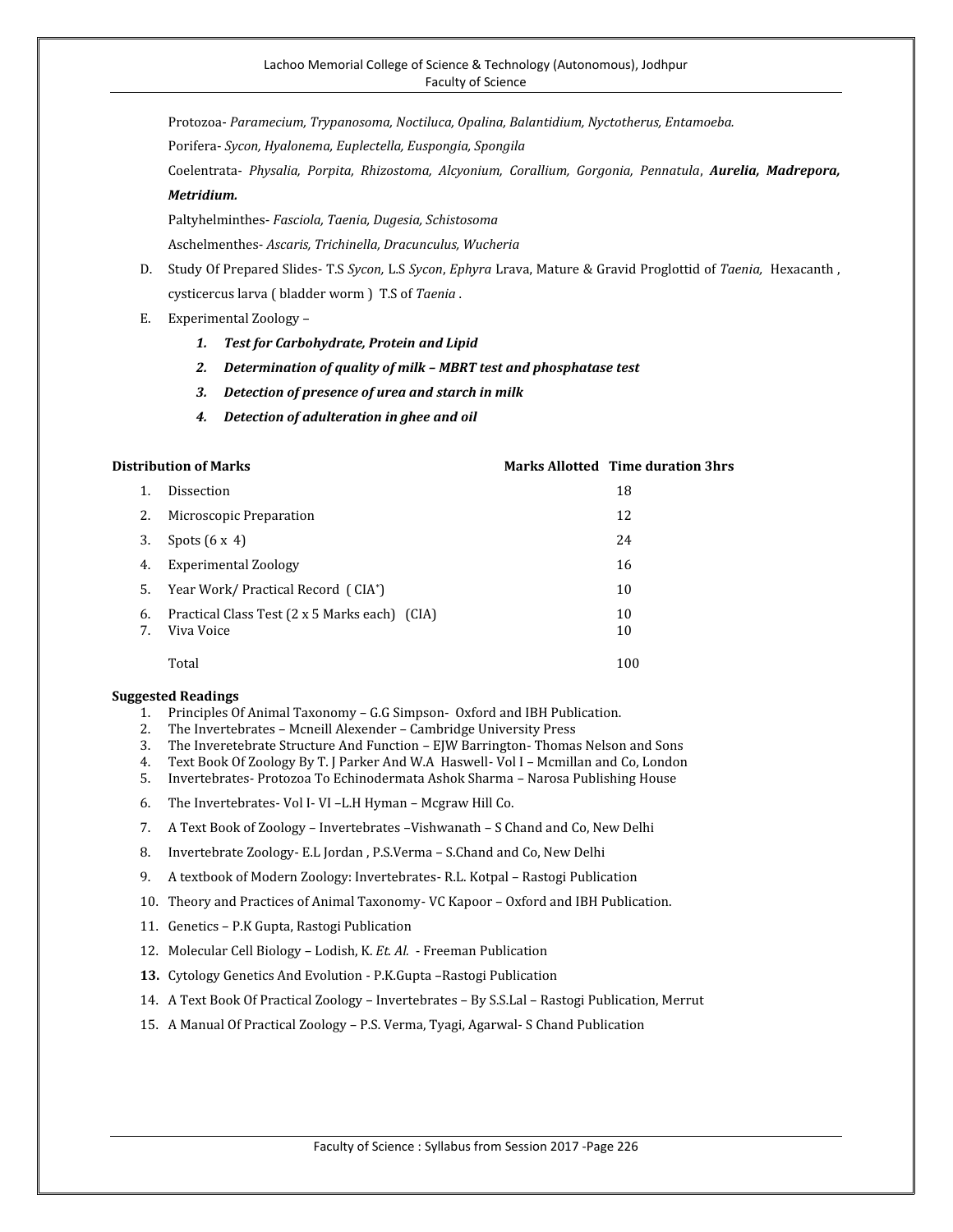Protozoa- *Paramecium, Trypanosoma, Noctiluca, Opalina, Balantidium, Nyctotherus, Entamoeba.*

Porifera- *Sycon, Hyalonema, Euplectella, Euspongia, Spongila*

Coelentrata- *Physalia, Porpita, Rhizostoma, Alcyonium, Corallium, Gorgonia, Pennatula*, ***Aurelia, Madrepora, Metridium.***

Paltyhelminthes- *Fasciola, Taenia, Dugesia, Schistosoma*

Aschelmenthes- *Ascaris, Trichinella, Dracunculus, Wucheria*

D. Study Of Prepared Slides- T.S *Sycon,* L.S *Sycon*, *Ephyra* Lrava, Mature & Gravid Proglottid of *Taenia,* Hexacanth , cysticercus larva ( bladder worm ) T.S of *Taenia* .

E. Experimental Zoology –

   1. ***Test for Carbohydrate, Protein and Lipid***
   2. ***Determination of quality of milk – MBRT test and phosphatase test***
   3. ***Detection of presence of urea and starch in milk***
   4. ***Detection of adulteration in ghee and oil***

| **Distribution of Marks** | **Marks Allotted Time duration 3hrs** |
|---|---|
| 1. Dissection | 18 |
| 2. Microscopic Preparation | 12 |
| 3. Spots (6 x 4) | 24 |
| 4. Experimental Zoology | 16 |
| 5. Year Work/ Practical Record ( CIA*) | 10 |
| 6. Practical Class Test (2 x 5 Marks each) (CIA) | 10 |
| 7. Viva Voice | 10 |
| Total | 100 |

**Suggested Readings**

1. Principles Of Animal Taxonomy – G.G Simpson- Oxford and IBH Publication.
2. The Invertebrates – Mcneill Alexender – Cambridge University Press
3. The Inveretebrate Structure And Function – EJW Barrington- Thomas Nelson and Sons
4. Text Book Of Zoology By T. J Parker And W.A Haswell- Vol I – Mcmillan and Co, London
5. Invertebrates- Protozoa To Echinodermata Ashok Sharma – Narosa Publishing House
6. The Invertebrates- Vol I- VI –L.H Hyman – Mcgraw Hill Co.
7. A Text Book of Zoology – Invertebrates –Vishwanath – S Chand and Co, New Delhi
8. Invertebrate Zoology- E.L Jordan , P.S.Verma – S.Chand and Co, New Delhi
9. A textbook of Modern Zoology: Invertebrates- R.L. Kotpal – Rastogi Publication
10. Theory and Practices of Animal Taxonomy- VC Kapoor – Oxford and IBH Publication.
11. Genetics – P.K Gupta, Rastogi Publication
12. Molecular Cell Biology – Lodish, K. *Et. Al.* - Freeman Publication
13. Cytology Genetics And Evolution - P.K.Gupta –Rastogi Publication
14. A Text Book Of Practical Zoology – Invertebrates – By S.S.Lal – Rastogi Publication, Merrut
15. A Manual Of Practical Zoology – P.S. Verma, Tyagi, Agarwal- S Chand Publication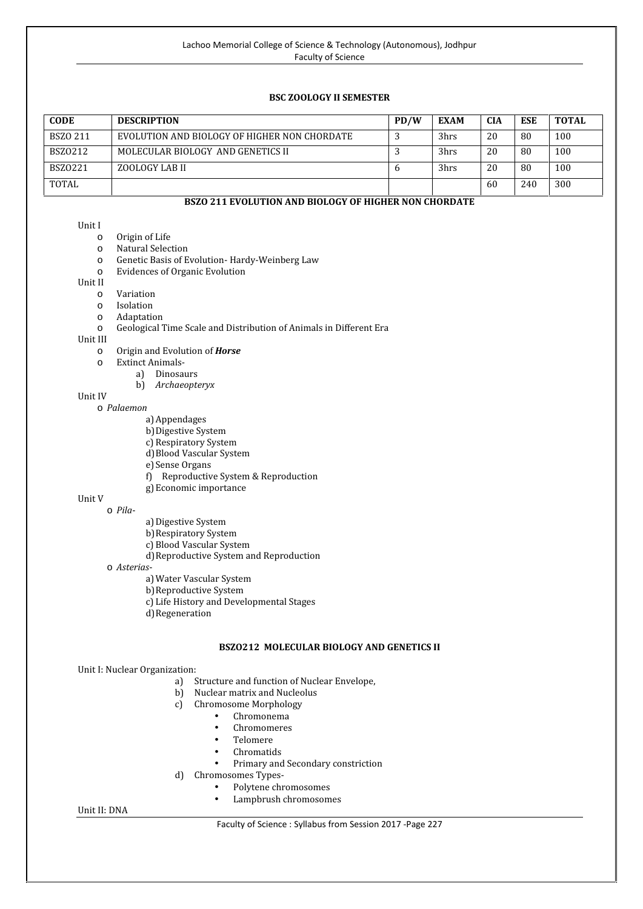## BSC ZOOLOGY II SEMESTER

| CODE | DESCRIPTION | PD/W | EXAM | CIA | ESE | TOTAL |
|---|---|---|---|---|---|---|
| BSZO 211 | EVOLUTION AND BIOLOGY OF HIGHER NON CHORDATE | 3 | 3hrs | 20 | 80 | 100 |
| BSZO212 | MOLECULAR BIOLOGY AND GENETICS II | 3 | 3hrs | 20 | 80 | 100 |
| BSZO221 | ZOOLOGY LAB II | 6 | 3hrs | 20 | 80 | 100 |
| TOTAL | | | | 60 | 240 | 300 |

### BSZO 211 EVOLUTION AND BIOLOGY OF HIGHER NON CHORDATE

Unit I
- Origin of Life
- Natural Selection
- Genetic Basis of Evolution- Hardy-Weinberg Law
- Evidences of Organic Evolution

Unit II
- Variation
- Isolation
- Adaptation
- Geological Time Scale and Distribution of Animals in Different Era

Unit III
- Origin and Evolution of ***Horse***
- Extinct Animals-
  - a) Dinosaurs
  - b) *Archaeopteryx*

Unit IV
- *Palaemon*
  - a) Appendages
  - b) Digestive System
  - c) Respiratory System
  - d) Blood Vascular System
  - e) Sense Organs
  - f) Reproductive System & Reproduction
  - g) Economic importance

Unit V
- *Pila*-
  - a) Digestive System
  - b) Respiratory System
  - c) Blood Vascular System
  - d) Reproductive System and Reproduction
- *Asterias*-
  - a) Water Vascular System
  - b) Reproductive System
  - c) Life History and Developmental Stages
  - d) Regeneration

### BSZO212 MOLECULAR BIOLOGY AND GENETICS II

Unit I: Nuclear Organization:
- a) Structure and function of Nuclear Envelope,
- b) Nuclear matrix and Nucleolus
- c) Chromosome Morphology
  - Chromonema
  - Chromomeres
  - Telomere
  - Chromatids
  - Primary and Secondary constriction
- d) Chromosomes Types-
  - Polytene chromosomes
  - Lampbrush chromosomes

Unit II: DNA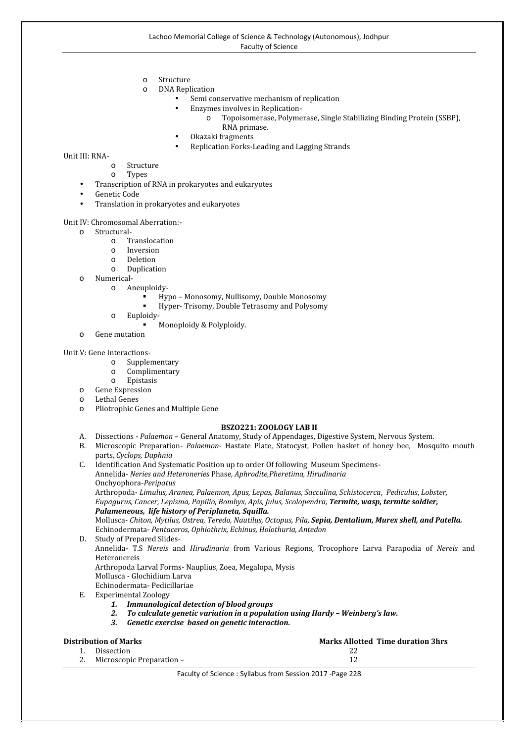- Structure
- DNA Replication
    - Semi conservative mechanism of replication
    - Enzymes involves in Replication-
        - Topoisomerase, Polymerase, Single Stabilizing Binding Protein (SSBP), RNA primase.
    - Okazaki fragments
    - Replication Forks-Leading and Lagging Strands

Unit III: RNA-

- Structure
- Types
- Transcription of RNA in prokaryotes and eukaryotes
- Genetic Code
- Translation in prokaryotes and eukaryotes

Unit IV: Chromosomal Aberration:-

- Structural-
    - Translocation
    - Inversion
    - Deletion
    - Duplication
- Numerical-
    - Aneuploidy-
        - Hypo – Monosomy, Nullisomy, Double Monosomy
        - Hyper- Trisomy, Double Tetrasomy and Polysomy
    - Euploidy-
        - Monoploidy & Polyploidy.
- Gene mutation

Unit V: Gene Interactions-

- Supplementary
- Complimentary
- Epistasis
- Gene Expression
- Lethal Genes
- Pliotrophic Genes and Multiple Gene

**BSZO221: ZOOLOGY LAB II**

A. Dissections - *Palaemon* – General Anatomy, Study of Appendages, Digestive System, Nervous System.

B. Microscopic Preparation- *Palaemon*- Hastate Plate, Statocyst, Pollen basket of honey bee, Mosquito mouth parts, *Cyclops, Daphnia*

C. Identification And Systematic Position up to order Of following Museum Specimens-
Annelida- *Neries and Heteroneries* Phase*, Aphrodite,Pheretima, Hirudinaria*
Onchyophora-*Peripatus*
Arthropoda- *Limulus, Aranea, Palaemon, Apus, Lepas, Balanus, Sacculina, Schistocerca*, *Pediculus*, *Lobster, Eupagurus, Cancer, Lepisma, Papilio, Bombyx, Apis, Julus, Scolopendra,* ***Termite, wasp, termite soldier, Palameneous, life history of Periplaneta, Squilla.***
Mollusca- *Chiton, Mytilus, Ostrea, Teredo, Nautilus, Octopus, Pila,* ***Sepia, Dentalium, Murex shell, and Patella.***
Echinodermata- *Pentaceros, Ophiothrix, Echinus, Holothuria, Antedon*

D. Study of Prepared Slides-
Annelida- T.S *Nereis* and *Hirudinaria* from Various Regions, Trocophore Larva Parapodia of *Nereis* and Heteronereis
Arthropoda Larval Forms- Nauplius, Zoea, Megalopa, Mysis
Mollusca - Glochidium Larva
Echinodermata- Pedicillariae

E. Experimental Zoology
    1. ***Immunological detection of blood groups***
    2. ***To calculate genetic variation in a population using Hardy – Weinberg's law.***
    3. ***Genetic exercise based on genetic interaction.***

| **Distribution of Marks** | **Marks Allotted Time duration 3hrs** |
|---|---|
| 1. Dissection | 22 |
| 2. Microscopic Preparation – | 12 |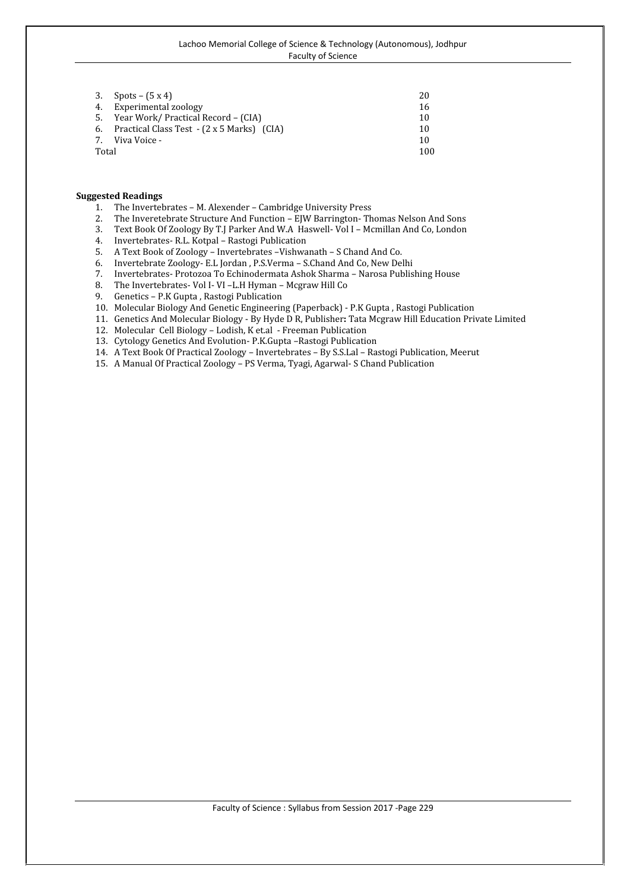| | |
|---|---|
| 3. Spots – (5 x 4) | 20 |
| 4. Experimental zoology | 16 |
| 5. Year Work/ Practical Record – (CIA) | 10 |
| 6. Practical Class Test - (2 x 5 Marks) (CIA) | 10 |
| 7. Viva Voice - | 10 |
| Total | 100 |

**Suggested Readings**

1. The Invertebrates – M. Alexender – Cambridge University Press
2. The Inveretebrate Structure And Function – EJW Barrington- Thomas Nelson And Sons
3. Text Book Of Zoology By T.J Parker And W.A Haswell- Vol I – Mcmillan And Co, London
4. Invertebrates- R.L. Kotpal – Rastogi Publication
5. A Text Book of Zoology – Invertebrates –Vishwanath – S Chand And Co.
6. Invertebrate Zoology- E.L Jordan , P.S.Verma – S.Chand And Co, New Delhi
7. Invertebrates- Protozoa To Echinodermata Ashok Sharma – Narosa Publishing House
8. The Invertebrates- Vol I- VI –L.H Hyman – Mcgraw Hill Co
9. Genetics – P.K Gupta , Rastogi Publication
10. Molecular Biology And Genetic Engineering (Paperback) - P.K Gupta , Rastogi Publication
11. Genetics And Molecular Biology - By Hyde D R, Publisher**:** Tata Mcgraw Hill Education Private Limited
12. Molecular Cell Biology – Lodish, K et.al - Freeman Publication
13. Cytology Genetics And Evolution- P.K.Gupta –Rastogi Publication
14. A Text Book Of Practical Zoology – Invertebrates – By S.S.Lal – Rastogi Publication, Meerut
15. A Manual Of Practical Zoology – PS Verma, Tyagi, Agarwal- S Chand Publication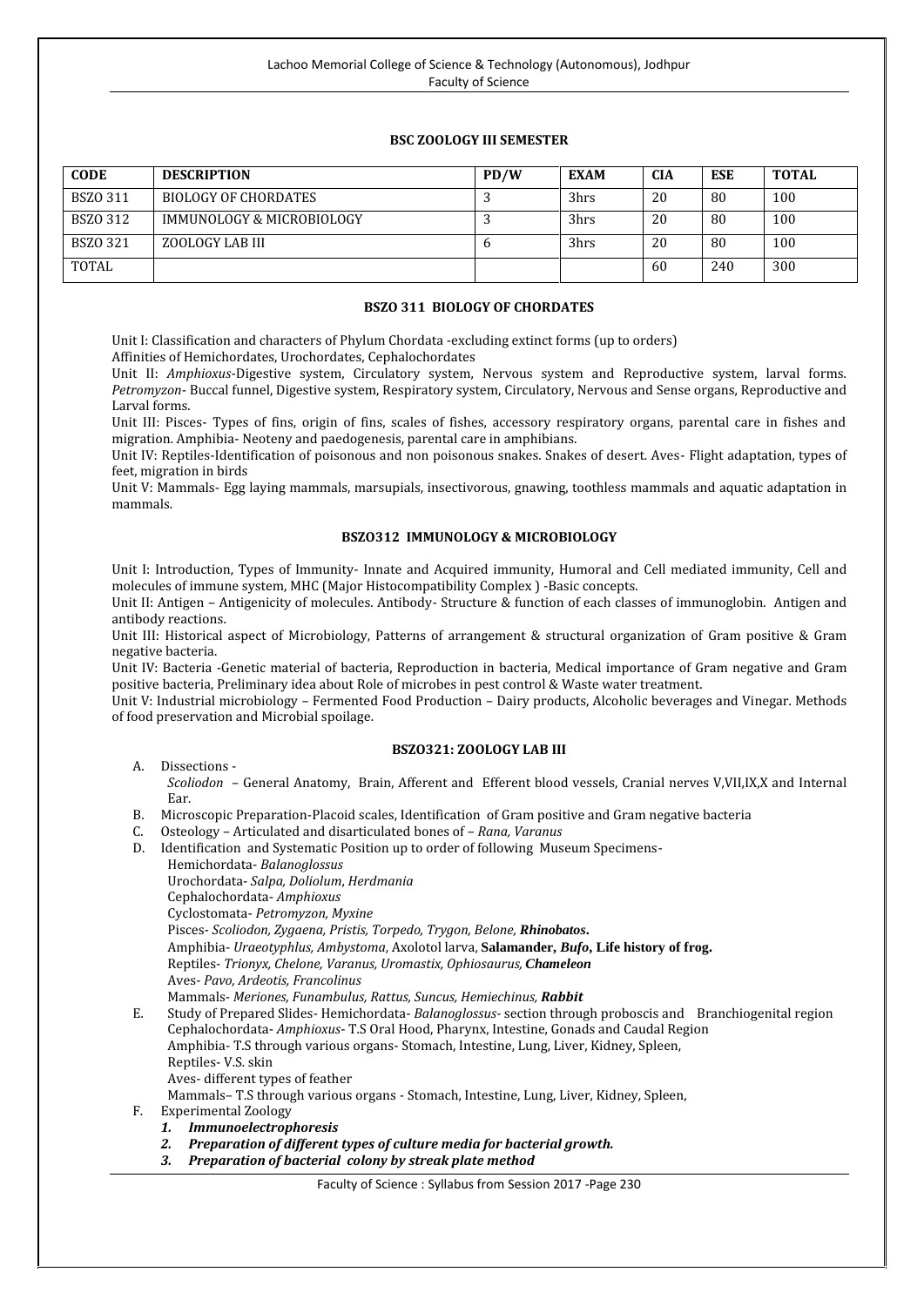### BSC ZOOLOGY III SEMESTER

| CODE | DESCRIPTION | PD/W | EXAM | CIA | ESE | TOTAL |
|---|---|---|---|---|---|---|
| BSZO 311 | BIOLOGY OF CHORDATES | 3 | 3hrs | 20 | 80 | 100 |
| BSZO 312 | IMMUNOLOGY & MICROBIOLOGY | 3 | 3hrs | 20 | 80 | 100 |
| BSZO 321 | ZOOLOGY LAB III | 6 | 3hrs | 20 | 80 | 100 |
| TOTAL | | | | 60 | 240 | 300 |

### BSZO 311 BIOLOGY OF CHORDATES

Unit I: Classification and characters of Phylum Chordata -excluding extinct forms (up to orders)
Affinities of Hemichordates, Urochordates, Cephalochordates

Unit II: *Amphioxus*-Digestive system, Circulatory system, Nervous system and Reproductive system, larval forms. *Petromyzon*- Buccal funnel, Digestive system, Respiratory system, Circulatory, Nervous and Sense organs, Reproductive and Larval forms.

Unit III: Pisces- Types of fins, origin of fins, scales of fishes, accessory respiratory organs, parental care in fishes and migration. Amphibia- Neoteny and paedogenesis, parental care in amphibians.

Unit IV: Reptiles-Identification of poisonous and non poisonous snakes. Snakes of desert. Aves- Flight adaptation, types of feet, migration in birds

Unit V: Mammals- Egg laying mammals, marsupials, insectivorous, gnawing, toothless mammals and aquatic adaptation in mammals.

### BSZO312 IMMUNOLOGY & MICROBIOLOGY

Unit I: Introduction, Types of Immunity- Innate and Acquired immunity, Humoral and Cell mediated immunity, Cell and molecules of immune system, MHC (Major Histocompatibility Complex ) -Basic concepts.

Unit II: Antigen – Antigenicity of molecules. Antibody- Structure & function of each classes of immunoglobin. Antigen and antibody reactions.

Unit III: Historical aspect of Microbiology, Patterns of arrangement & structural organization of Gram positive & Gram negative bacteria.

Unit IV: Bacteria -Genetic material of bacteria, Reproduction in bacteria, Medical importance of Gram negative and Gram positive bacteria, Preliminary idea about Role of microbes in pest control & Waste water treatment.

Unit V: Industrial microbiology – Fermented Food Production – Dairy products, Alcoholic beverages and Vinegar. Methods of food preservation and Microbial spoilage.

### BSZO321: ZOOLOGY LAB III

A. Dissections -
   *Scoliodon* – General Anatomy, Brain, Afferent and Efferent blood vessels, Cranial nerves V,VII,IX,X and Internal Ear.
B. Microscopic Preparation-Placoid scales, Identification of Gram positive and Gram negative bacteria
C. Osteology – Articulated and disarticulated bones of – *Rana, Varanus*
D. Identification and Systematic Position up to order of following Museum Specimens-
   Hemichordata- *Balanoglossus*
   Urochordata- *Salpa, Doliolum*, *Herdmania*
   Cephalochordata- *Amphioxus*
   Cyclostomata- *Petromyzon, Myxine*
   Pisces- *Scoliodon, Zygaena, Pristis, Torpedo, Trygon, Belone,* ***Rhinobatos*****.**
   Amphibia- *Uraeotyphlus, Ambystoma*, Axolotol larva, **Salamander,** ***Bufo*****, Life history of frog.**
   Reptiles- *Trionyx, Chelone, Varanus, Uromastix, Ophiosaurus,* ***Chameleon***
   Aves- *Pavo, Ardeotis, Francolinus*
   Mammals- *Meriones, Funambulus, Rattus, Suncus, Hemiechinus,* ***Rabbit***
E. Study of Prepared Slides- Hemichordata- *Balanoglossus*- section through proboscis and Branchiogenital region
   Cephalochordata- *Amphioxus*- T.S Oral Hood, Pharynx, Intestine, Gonads and Caudal Region
   Amphibia- T.S through various organs- Stomach, Intestine, Lung, Liver, Kidney, Spleen,
   Reptiles- V.S. skin
   Aves- different types of feather
   Mammals– T.S through various organs - Stomach, Intestine, Lung, Liver, Kidney, Spleen,
F. Experimental Zoology
   1. ***Immunoelectrophoresis***
   2. ***Preparation of different types of culture media for bacterial growth.***
   3. ***Preparation of bacterial colony by streak plate method***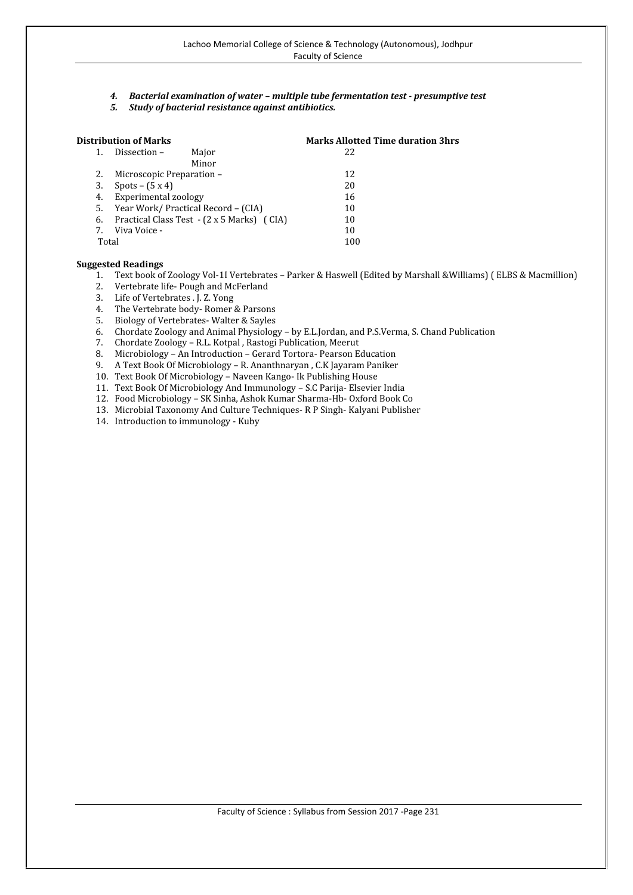4. ***Bacterial examination of water – multiple tube fermentation test - presumptive test***
5. ***Study of bacterial resistance against antibiotics.***

| **Distribution of Marks** | | **Marks Allotted Time duration 3hrs** |
|---|---|---|
| 1. Dissection – | Major | 22 |
| | Minor | |
| 2. Microscopic Preparation – | | 12 |
| 3. Spots – (5 x 4) | | 20 |
| 4. Experimental zoology | | 16 |
| 5. Year Work/ Practical Record – (CIA) | | 10 |
| 6. Practical Class Test - (2 x 5 Marks) ( CIA) | | 10 |
| 7. Viva Voice - | | 10 |
| Total | | 100 |

**Suggested Readings**

1. Text book of Zoology Vol-1I Vertebrates – Parker & Haswell (Edited by Marshall &Williams) ( ELBS & Macmillion)
2. Vertebrate life- Pough and McFerland
3. Life of Vertebrates . J. Z. Yong
4. The Vertebrate body- Romer & Parsons
5. Biology of Vertebrates- Walter & Sayles
6. Chordate Zoology and Animal Physiology – by E.L.Jordan, and P.S.Verma, S. Chand Publication
7. Chordate Zoology – R.L. Kotpal , Rastogi Publication, Meerut
8. Microbiology – An Introduction – Gerard Tortora- Pearson Education
9. A Text Book Of Microbiology – R. Ananthnaryan , C.K Jayaram Paniker
10. Text Book Of Microbiology – Naveen Kango- Ik Publishing House
11. Text Book Of Microbiology And Immunology – S.C Parija- Elsevier India
12. Food Microbiology – SK Sinha, Ashok Kumar Sharma-Hb- Oxford Book Co
13. Microbial Taxonomy And Culture Techniques- R P Singh- Kalyani Publisher
14. Introduction to immunology - Kuby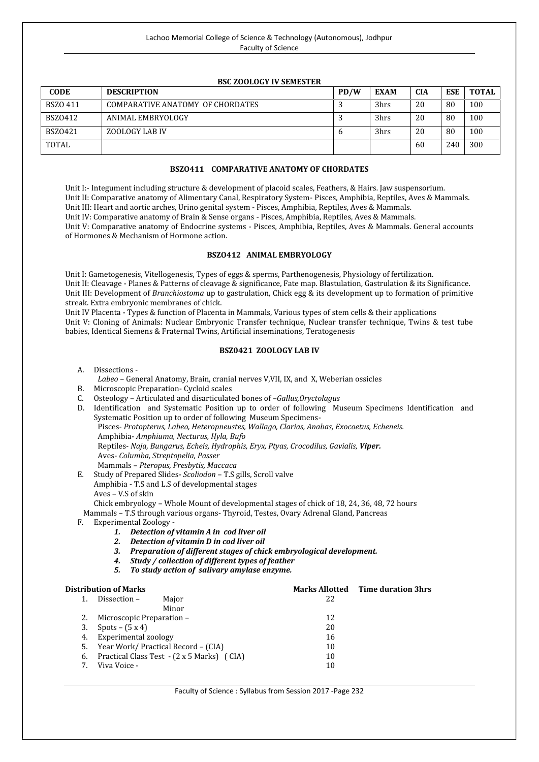**BSC ZOOLOGY IV SEMESTER**

| CODE | DESCRIPTION | PD/W | EXAM | CIA | ESE | TOTAL |
|---|---|---|---|---|---|---|
| BSZO 411 | COMPARATIVE ANATOMY OF CHORDATES | 3 | 3hrs | 20 | 80 | 100 |
| BSZO412 | ANIMAL EMBRYOLOGY | 3 | 3hrs | 20 | 80 | 100 |
| BSZO421 | ZOOLOGY LAB IV | 6 | 3hrs | 20 | 80 | 100 |
| TOTAL | | | | 60 | 240 | 300 |

### BSZO411 COMPARATIVE ANATOMY OF CHORDATES

Unit I:- Integument including structure & development of placoid scales, Feathers, & Hairs. Jaw suspensorium.
Unit II: Comparative anatomy of Alimentary Canal, Respiratory System- Pisces, Amphibia, Reptiles, Aves & Mammals.
Unit III: Heart and aortic arches, Urino genital system - Pisces, Amphibia, Reptiles, Aves & Mammals.
Unit IV: Comparative anatomy of Brain & Sense organs - Pisces, Amphibia, Reptiles, Aves & Mammals.
Unit V: Comparative anatomy of Endocrine systems - Pisces, Amphibia, Reptiles, Aves & Mammals. General accounts of Hormones & Mechanism of Hormone action.

### BSZO412 ANIMAL EMBRYOLOGY

Unit I: Gametogenesis, Vitellogenesis, Types of eggs & sperms, Parthenogenesis, Physiology of fertilization.
Unit II: Cleavage - Planes & Patterns of cleavage & significance, Fate map. Blastulation, Gastrulation & its Significance.
Unit III: Development of *Branchiostoma* up to gastrulation, Chick egg & its development up to formation of primitive streak. Extra embryonic membranes of chick.
Unit IV Placenta - Types & function of Placenta in Mammals, Various types of stem cells & their applications
Unit V: Cloning of Animals: Nuclear Embryonic Transfer technique, Nuclear transfer technique, Twins & test tube babies, Identical Siemens & Fraternal Twins, Artificial inseminations, Teratogenesis

### BSZ0421 ZOOLOGY LAB IV

A. Dissections -
   *Labeo* – General Anatomy, Brain, cranial nerves V,VII, IX, and X, Weberian ossicles
B. Microscopic Preparation- Cycloid scales
C. Osteology – Articulated and disarticulated bones of –*Gallus,Oryctolagus*
D. Identification and Systematic Position up to order of following Museum Specimens Identification and Systematic Position up to order of following Museum Specimens-
   Pisces- *Protopterus, Labeo, Heteropneustes, Wallago, Clarias, Anabas, Exocoetus, Echeneis.*
   Amphibia- *Amphiuma, Necturus, Hyla, Bufo*
   Reptiles- *Naja, Bungarus, Echeis, Hydrophis, Eryx, Ptyas, Crocodilus, Gavialis,* ***Viper.***
   Aves- *Columba, Streptopelia, Passer*
   Mammals – *Pteropus, Presbytis, Maccaca*
E. Study of Prepared Slides- *Scoliodon* – T.S gills, Scroll valve
   Amphibia - T.S and L.S of developmental stages
   Aves – V.S of skin
   Chick embryology – Whole Mount of developmental stages of chick of 18, 24, 36, 48, 72 hours
   Mammals – T.S through various organs- Thyroid, Testes, Ovary Adrenal Gland, Pancreas
F. Experimental Zoology -
   1. ***Detection of vitamin A in cod liver oil***
   2. ***Detection of vitamin D in cod liver oil***
   3. ***Preparation of different stages of chick embryological development.***
   4. ***Study / collection of different types of feather***
   5. ***To study action of salivary amylase enzyme.***

| **Distribution of Marks** | **Marks Allotted** | **Time duration 3hrs** |
|---|---|---|
| 1. Dissection – Major / Minor | 22 | |
| 2. Microscopic Preparation – | 12 | |
| 3. Spots – (5 x 4) | 20 | |
| 4. Experimental zoology | 16 | |
| 5. Year Work/ Practical Record – (CIA) | 10 | |
| 6. Practical Class Test - (2 x 5 Marks) (CIA) | 10 | |
| 7. Viva Voice - | 10 | |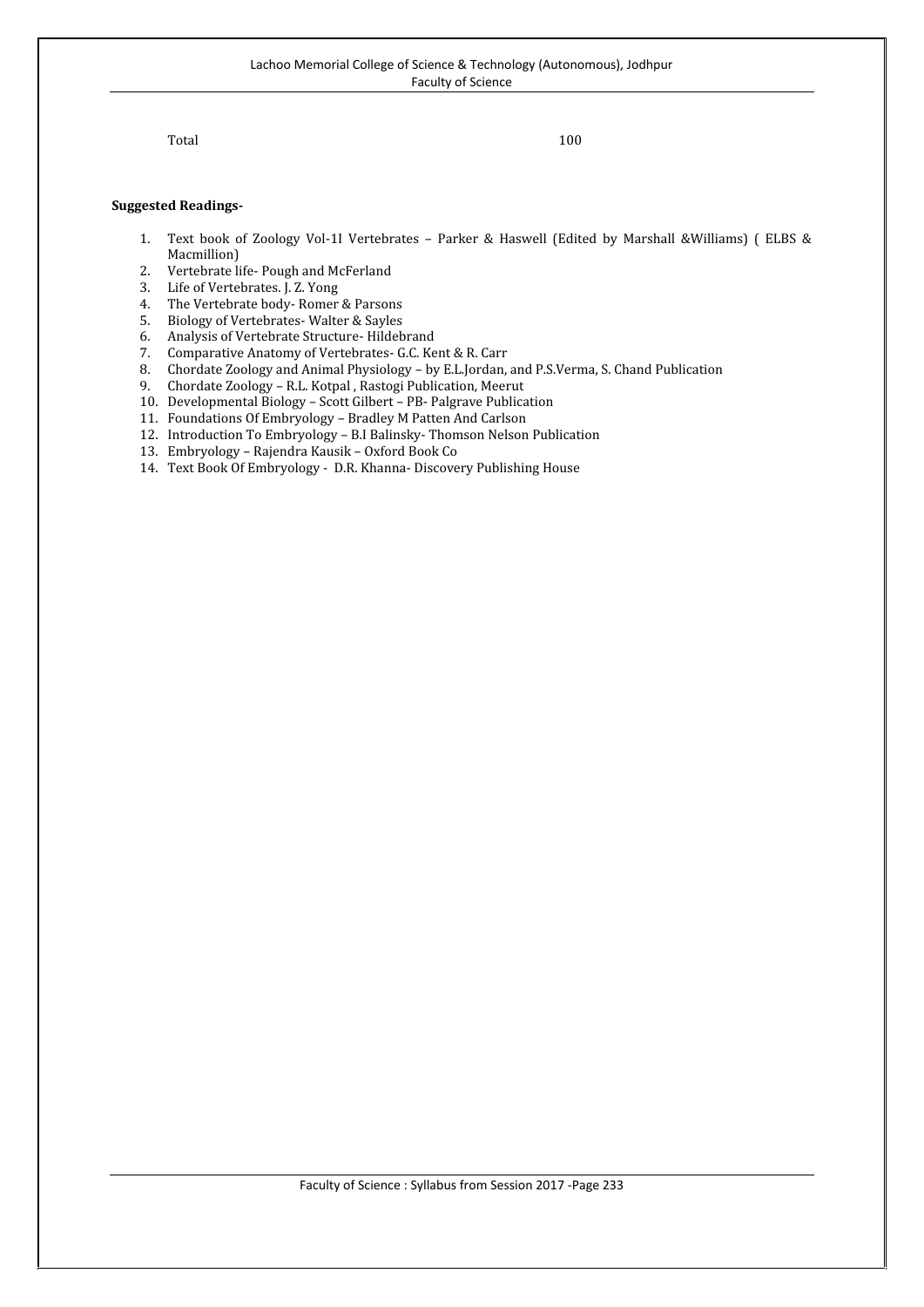Total 100

**Suggested Readings-**

1. Text book of Zoology Vol-1I Vertebrates – Parker & Haswell (Edited by Marshall &Williams) ( ELBS & Macmillion)
2. Vertebrate life- Pough and McFerland
3. Life of Vertebrates. J. Z. Yong
4. The Vertebrate body- Romer & Parsons
5. Biology of Vertebrates- Walter & Sayles
6. Analysis of Vertebrate Structure- Hildebrand
7. Comparative Anatomy of Vertebrates- G.C. Kent & R. Carr
8. Chordate Zoology and Animal Physiology – by E.L.Jordan, and P.S.Verma, S. Chand Publication
9. Chordate Zoology – R.L. Kotpal , Rastogi Publication, Meerut
10. Developmental Biology – Scott Gilbert – PB- Palgrave Publication
11. Foundations Of Embryology – Bradley M Patten And Carlson
12. Introduction To Embryology – B.I Balinsky- Thomson Nelson Publication
13. Embryology – Rajendra Kausik – Oxford Book Co
14. Text Book Of Embryology - D.R. Khanna- Discovery Publishing House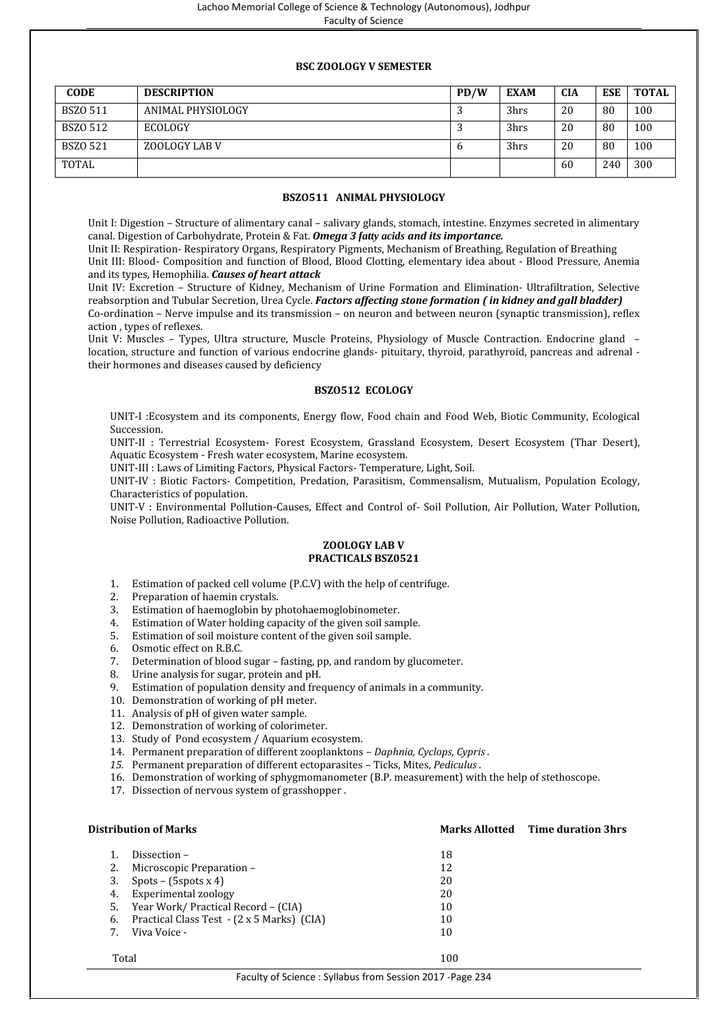### BSC ZOOLOGY V SEMESTER

| CODE | DESCRIPTION | PD/W | EXAM | CIA | ESE | TOTAL |
|---|---|---|---|---|---|---|
| BSZO 511 | ANIMAL PHYSIOLOGY | 3 | 3hrs | 20 | 80 | 100 |
| BSZO 512 | ECOLOGY | 3 | 3hrs | 20 | 80 | 100 |
| BSZO 521 | ZOOLOGY LAB V | 6 | 3hrs | 20 | 80 | 100 |
| TOTAL | | | | 60 | 240 | 300 |

### BSZO511 ANIMAL PHYSIOLOGY

Unit I: Digestion – Structure of alimentary canal – salivary glands, stomach, intestine. Enzymes secreted in alimentary canal. Digestion of Carbohydrate, Protein & Fat. ***Omega 3 fatty acids and its importance.***

Unit II: Respiration- Respiratory Organs, Respiratory Pigments, Mechanism of Breathing, Regulation of Breathing

Unit III: Blood- Composition and function of Blood, Blood Clotting, elementary idea about - Blood Pressure, Anemia and its types, Hemophilia. ***Causes of heart attack***

Unit IV: Excretion – Structure of Kidney, Mechanism of Urine Formation and Elimination- Ultrafiltration, Selective reabsorption and Tubular Secretion, Urea Cycle. ***Factors affecting stone formation ( in kidney and gall bladder)***

Co-ordination – Nerve impulse and its transmission – on neuron and between neuron (synaptic transmission), reflex action , types of reflexes.

Unit V: Muscles – Types, Ultra structure, Muscle Proteins, Physiology of Muscle Contraction. Endocrine gland – location, structure and function of various endocrine glands- pituitary, thyroid, parathyroid, pancreas and adrenal - their hormones and diseases caused by deficiency

### BSZO512 ECOLOGY

UNIT-I :Ecosystem and its components, Energy flow, Food chain and Food Web, Biotic Community, Ecological Succession.

UNIT-II : Terrestrial Ecosystem- Forest Ecosystem, Grassland Ecosystem, Desert Ecosystem (Thar Desert), Aquatic Ecosystem - Fresh water ecosystem, Marine ecosystem.

UNIT-III : Laws of Limiting Factors, Physical Factors- Temperature, Light, Soil.

UNIT-IV : Biotic Factors- Competition, Predation, Parasitism, Commensalism, Mutualism, Population Ecology, Characteristics of population.

UNIT-V : Environmental Pollution-Causes, Effect and Control of- Soil Pollution, Air Pollution, Water Pollution, Noise Pollution, Radioactive Pollution.

### ZOOLOGY LAB V
### PRACTICALS BSZ0521

1. Estimation of packed cell volume (P.C.V) with the help of centrifuge.
2. Preparation of haemin crystals.
3. Estimation of haemoglobin by photohaemoglobinometer.
4. Estimation of Water holding capacity of the given soil sample.
5. Estimation of soil moisture content of the given soil sample.
6. Osmotic effect on R.B.C.
7. Determination of blood sugar – fasting, pp, and random by glucometer.
8. Urine analysis for sugar, protein and pH.
9. Estimation of population density and frequency of animals in a community.
10. Demonstration of working of pH meter.
11. Analysis of pH of given water sample.
12. Demonstration of working of colorimeter.
13. Study of Pond ecosystem / Aquarium ecosystem.
14. Permanent preparation of different zooplanktons – *Daphnia, Cyclops, Cypris* .
15. Permanent preparation of different ectoparasites – Ticks, Mites, *Pediculus* .
16. Demonstration of working of sphygmomanometer (B.P. measurement) with the help of stethoscope.
17. Dissection of nervous system of grasshopper .

| **Distribution of Marks** | **Marks Allotted** | **Time duration 3hrs** |
|---|---|---|
| 1. Dissection – | 18 | |
| 2. Microscopic Preparation – | 12 | |
| 3. Spots – (5spots x 4) | 20 | |
| 4. Experimental zoology | 20 | |
| 5. Year Work/ Practical Record – (CIA) | 10 | |
| 6. Practical Class Test - (2 x 5 Marks) (CIA) | 10 | |
| 7. Viva Voice - | 10 | |
| Total | 100 | |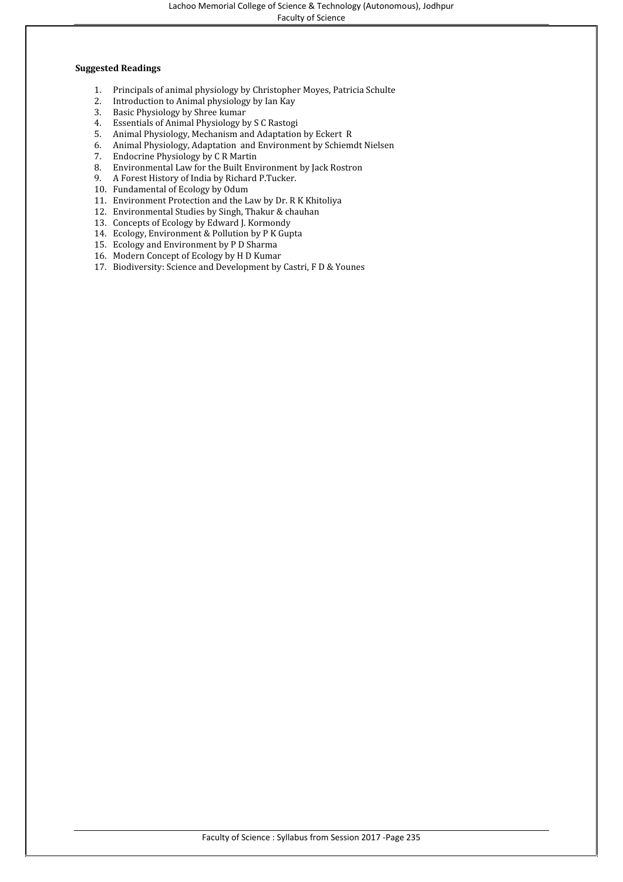**Suggested Readings**

1. Principals of animal physiology by Christopher Moyes, Patricia Schulte
2. Introduction to Animal physiology by Ian Kay
3. Basic Physiology by Shree kumar
4. Essentials of Animal Physiology by S C Rastogi
5. Animal Physiology, Mechanism and Adaptation by Eckert R
6. Animal Physiology, Adaptation and Environment by Schiemdt Nielsen
7. Endocrine Physiology by C R Martin
8. Environmental Law for the Built Environment by Jack Rostron
9. A Forest History of India by Richard P.Tucker.
10. Fundamental of Ecology by Odum
11. Environment Protection and the Law by Dr. R K Khitoliya
12. Environmental Studies by Singh, Thakur & chauhan
13. Concepts of Ecology by Edward J. Kormondy
14. Ecology, Environment & Pollution by P K Gupta
15. Ecology and Environment by P D Sharma
16. Modern Concept of Ecology by H D Kumar
17. Biodiversity: Science and Development by Castri, F D & Younes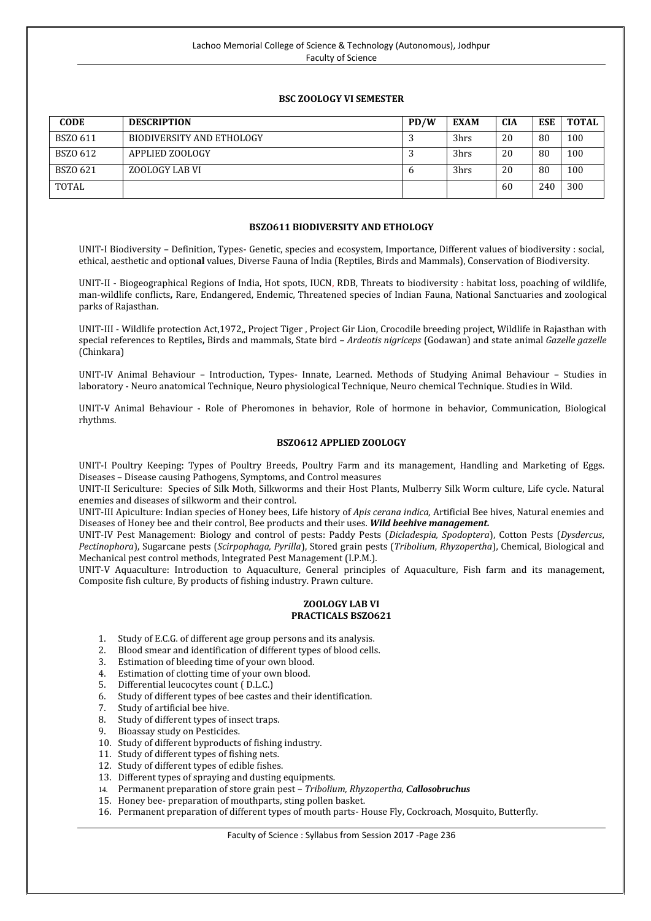## BSC ZOOLOGY VI SEMESTER

| CODE | DESCRIPTION | PD/W | EXAM | CIA | ESE | TOTAL |
|---|---|---|---|---|---|---|
| BSZO 611 | BIODIVERSITY AND ETHOLOGY | 3 | 3hrs | 20 | 80 | 100 |
| BSZO 612 | APPLIED ZOOLOGY | 3 | 3hrs | 20 | 80 | 100 |
| BSZO 621 | ZOOLOGY LAB VI | 6 | 3hrs | 20 | 80 | 100 |
| TOTAL | | | | 60 | 240 | 300 |

### BSZO611 BIODIVERSITY AND ETHOLOGY

UNIT-I Biodiversity – Definition, Types- Genetic, species and ecosystem, Importance, Different values of biodiversity : social, ethical, aesthetic and option**al** values, Diverse Fauna of India (Reptiles, Birds and Mammals), Conservation of Biodiversity.

UNIT-II - Biogeographical Regions of India, Hot spots, IUCN, RDB, Threats to biodiversity : habitat loss, poaching of wildlife, man-wildlife conflicts**,** Rare, Endangered, Endemic, Threatened species of Indian Fauna, National Sanctuaries and zoological parks of Rajasthan.

UNIT-III - Wildlife protection Act,1972,, Project Tiger , Project Gir Lion, Crocodile breeding project, Wildlife in Rajasthan with special references to Reptiles**,** Birds and mammals, State bird – *Ardeotis nigriceps* (Godawan) and state animal *Gazelle gazelle* (Chinkara)

UNIT-IV Animal Behaviour – Introduction, Types- Innate, Learned. Methods of Studying Animal Behaviour – Studies in laboratory - Neuro anatomical Technique, Neuro physiological Technique, Neuro chemical Technique. Studies in Wild.

UNIT-V Animal Behaviour - Role of Pheromones in behavior, Role of hormone in behavior, Communication, Biological rhythms.

### BSZO612 APPLIED ZOOLOGY

UNIT-I Poultry Keeping: Types of Poultry Breeds, Poultry Farm and its management, Handling and Marketing of Eggs. Diseases – Disease causing Pathogens, Symptoms, and Control measures

UNIT-II Sericulture: Species of Silk Moth, Silkworms and their Host Plants, Mulberry Silk Worm culture, Life cycle. Natural enemies and diseases of silkworm and their control.

UNIT-III Apiculture: Indian species of Honey bees, Life history of *Apis cerana indica*, Artificial Bee hives, Natural enemies and Diseases of Honey bee and their control, Bee products and their uses. ***Wild beehive management.***

UNIT-IV Pest Management: Biology and control of pests: Paddy Pests (*Dicladespia, Spodoptera*), Cotton Pests (*Dysdercus*, *Pectinophora*), Sugarcane pests (*Scirpophaga, Pyrilla*), Stored grain pests (*Tribolium*, *Rhyzopertha*), Chemical, Biological and Mechanical pest control methods, Integrated Pest Management (I.P.M.).

UNIT-V Aquaculture: Introduction to Aquaculture, General principles of Aquaculture, Fish farm and its management, Composite fish culture, By products of fishing industry. Prawn culture.

### ZOOLOGY LAB VI
### PRACTICALS BSZO621

1. Study of E.C.G. of different age group persons and its analysis.
2. Blood smear and identification of different types of blood cells.
3. Estimation of bleeding time of your own blood.
4. Estimation of clotting time of your own blood.
5. Differential leucocytes count ( D.L.C.)
6. Study of different types of bee castes and their identification.
7. Study of artificial bee hive.
8. Study of different types of insect traps.
9. Bioassay study on Pesticides.
10. Study of different byproducts of fishing industry.
11. Study of different types of fishing nets.
12. Study of different types of edible fishes.
13. Different types of spraying and dusting equipments.
14. Permanent preparation of store grain pest – *Tribolium, Rhyzopertha,* ***Callosobruchus***
15. Honey bee- preparation of mouthparts, sting pollen basket.
16. Permanent preparation of different types of mouth parts- House Fly, Cockroach, Mosquito, Butterfly.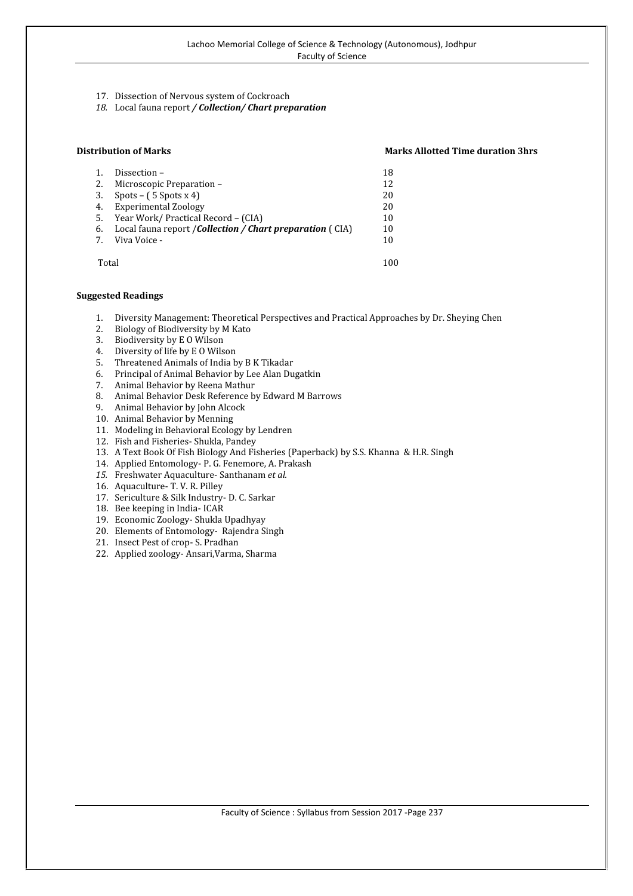17. Dissection of Nervous system of Cockroach
18. Local fauna report ***/ Collection/ Chart preparation***

| **Distribution of Marks** | **Marks Allotted Time duration 3hrs** |
|---|---|
| 1. Dissection – | 18 |
| 2. Microscopic Preparation – | 12 |
| 3. Spots – ( 5 Spots x 4) | 20 |
| 4. Experimental Zoology | 20 |
| 5. Year Work/ Practical Record – (CIA) | 10 |
| 6. Local fauna report /***Collection / Chart preparation*** ( CIA) | 10 |
| 7. Viva Voice - | 10 |
| Total | 100 |

**Suggested Readings**

1. Diversity Management: Theoretical Perspectives and Practical Approaches by Dr. Sheying Chen
2. Biology of Biodiversity by M Kato
3. Biodiversity by E O Wilson
4. Diversity of life by E O Wilson
5. Threatened Animals of India by B K Tikadar
6. Principal of Animal Behavior by Lee Alan Dugatkin
7. Animal Behavior by Reena Mathur
8. Animal Behavior Desk Reference by Edward M Barrows
9. Animal Behavior by John Alcock
10. Animal Behavior by Menning
11. Modeling in Behavioral Ecology by Lendren
12. Fish and Fisheries- Shukla, Pandey
13. A Text Book Of Fish Biology And Fisheries (Paperback) by S.S. Khanna & H.R. Singh
14. Applied Entomology- P. G. Fenemore, A. Prakash
15. Freshwater Aquaculture- Santhanam *et al.*
16. Aquaculture- T. V. R. Pilley
17. Sericulture & Silk Industry- D. C. Sarkar
18. Bee keeping in India- ICAR
19. Economic Zoology- Shukla Upadhyay
20. Elements of Entomology- Rajendra Singh
21. Insect Pest of crop- S. Pradhan
22. Applied zoology- Ansari,Varma, Sharma